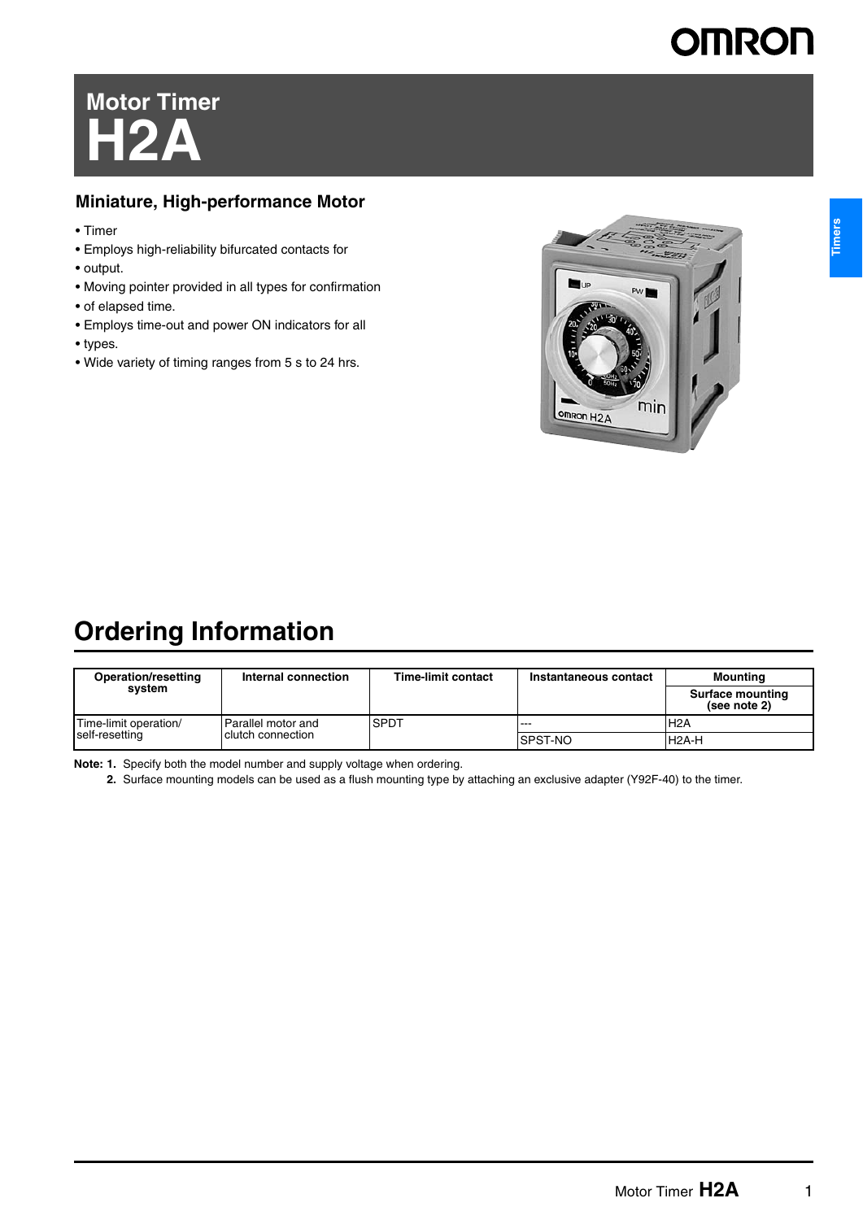# Motor Timer
# H2A

### Miniature, High-performance Motor

- Timer
- Employs high-reliability bifurcated contacts for
- output.
- Moving pointer provided in all types for confirmation
- of elapsed time.
- Employs time-out and power ON indicators for all
- types.
- Wide variety of timing ranges from 5 s to 24 hrs.

## Ordering Information

| Operation/resetting system | Internal connection | Time-limit contact | Instantaneous contact | Mounting |
|---|---|---|---|---|
| | | | | Surface mounting (see note 2) |
| Time-limit operation/ self-resetting | Parallel motor and clutch connection | SPDT | --- | H2A |
| | | | SPST-NO | H2A-H |

**Note: 1.** Specify both the model number and supply voltage when ordering.

**2.** Surface mounting models can be used as a flush mounting type by attaching an exclusive adapter (Y92F-40) to the timer.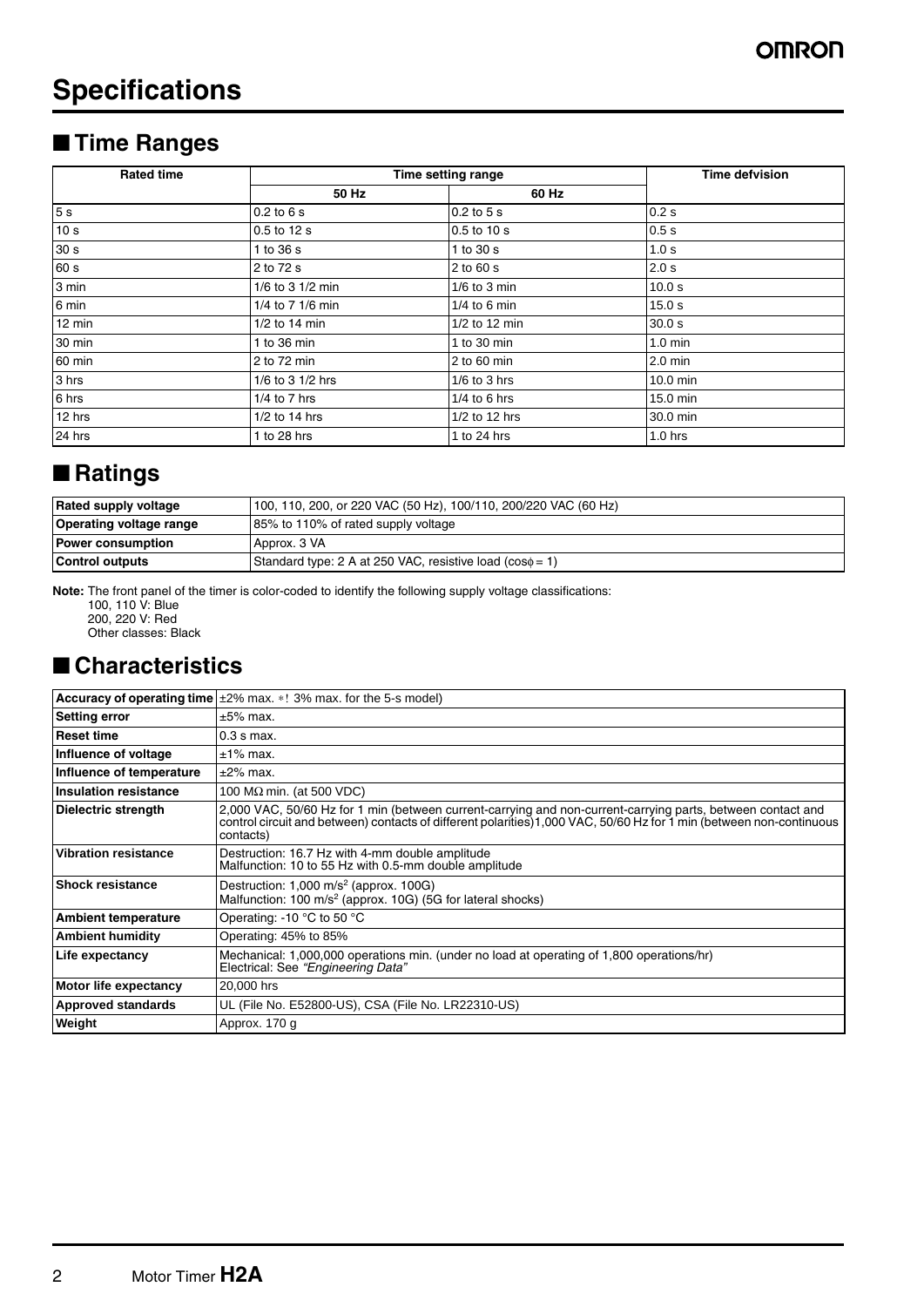# Specifications

## ■ Time Ranges

| Rated time | Time setting range | | Time defvision |
|---|---|---|---|
| | 50 Hz | 60 Hz | |
| 5 s | 0.2 to 6 s | 0.2 to 5 s | 0.2 s |
| 10 s | 0.5 to 12 s | 0.5 to 10 s | 0.5 s |
| 30 s | 1 to 36 s | 1 to 30 s | 1.0 s |
| 60 s | 2 to 72 s | 2 to 60 s | 2.0 s |
| 3 min | 1/6 to 3 1/2 min | 1/6 to 3 min | 10.0 s |
| 6 min | 1/4 to 7 1/6 min | 1/4 to 6 min | 15.0 s |
| 12 min | 1/2 to 14 min | 1/2 to 12 min | 30.0 s |
| 30 min | 1 to 36 min | 1 to 30 min | 1.0 min |
| 60 min | 2 to 72 min | 2 to 60 min | 2.0 min |
| 3 hrs | 1/6 to 3 1/2 hrs | 1/6 to 3 hrs | 10.0 min |
| 6 hrs | 1/4 to 7 hrs | 1/4 to 6 hrs | 15.0 min |
| 12 hrs | 1/2 to 14 hrs | 1/2 to 12 hrs | 30.0 min |
| 24 hrs | 1 to 28 hrs | 1 to 24 hrs | 1.0 hrs |

## ■ Ratings

| | |
|---|---|
| **Rated supply voltage** | 100, 110, 200, or 220 VAC (50 Hz), 100/110, 200/220 VAC (60 Hz) |
| **Operating voltage range** | 85% to 110% of rated supply voltage |
| **Power consumption** | Approx. 3 VA |
| **Control outputs** | Standard type: 2 A at 250 VAC, resistive load (cosφ = 1) |

**Note:** The front panel of the timer is color-coded to identify the following supply voltage classifications:
100, 110 V: Blue
200, 220 V: Red
Other classes: Black

## ■ Characteristics

| | |
|---|---|
| **Accuracy of operating time** | ±2% max. *! 3% max. for the 5-s model) |
| **Setting error** | ±5% max. |
| **Reset time** | 0.3 s max. |
| **Influence of voltage** | ±1% max. |
| **Influence of temperature** | ±2% max. |
| **Insulation resistance** | 100 MΩ min. (at 500 VDC) |
| **Dielectric strength** | 2,000 VAC, 50/60 Hz for 1 min (between current-carrying and non-current-carrying parts, between contact and control circuit and between) contacts of different polarities)1,000 VAC, 50/60 Hz for 1 min (between non-continuous contacts) |
| **Vibration resistance** | Destruction: 16.7 Hz with 4-mm double amplitude<br>Malfunction: 10 to 55 Hz with 0.5-mm double amplitude |
| **Shock resistance** | Destruction: 1,000 m/s² (approx. 100G)<br>Malfunction: 100 m/s² (approx. 10G) (5G for lateral shocks) |
| **Ambient temperature** | Operating: -10 °C to 50 °C |
| **Ambient humidity** | Operating: 45% to 85% |
| **Life expectancy** | Mechanical: 1,000,000 operations min. (under no load at operating of 1,800 operations/hr)<br>Electrical: See *"Engineering Data"* |
| **Motor life expectancy** | 20,000 hrs |
| **Approved standards** | UL (File No. E52800-US), CSA (File No. LR22310-US) |
| **Weight** | Approx. 170 g |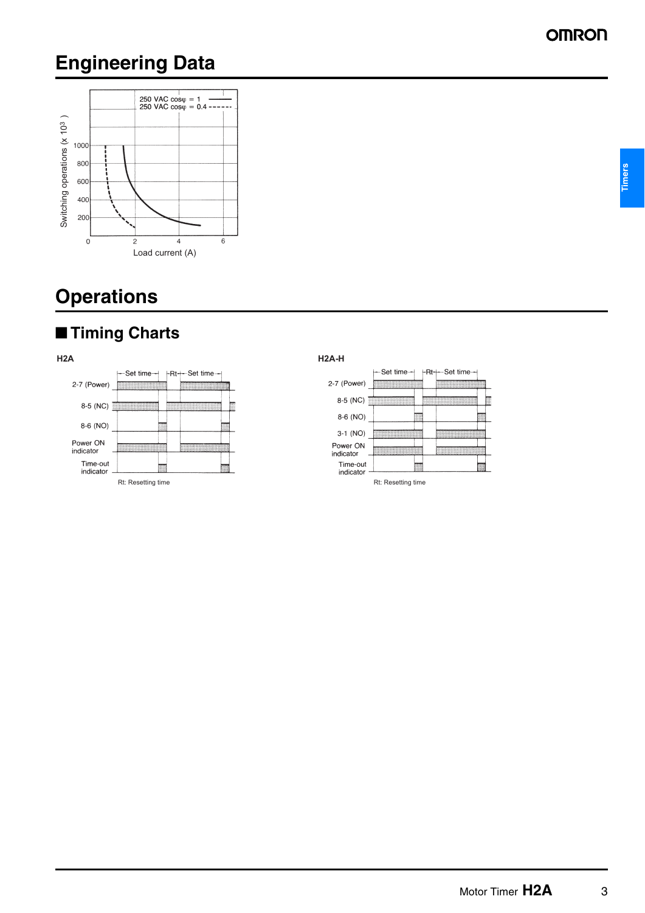# Engineering Data

250 VAC cosφ = 1 ——
250 VAC cosφ = 0.4 ------

Switching operations (x $10^3$)

Load current (A)

# Operations

## Timing Charts

**H2A**

Set time | Rt | Set time

2-7 (Power)

8-5 (NC)

8-6 (NO)

Power ON indicator

Time-out indicator

Rt: Resetting time

**H2A-H**

Set time | Rt | Set time

2-7 (Power)

8-5 (NC)

8-6 (NO)

3-1 (NO)

Power ON indicator

Time-out indicator

Rt: Resetting time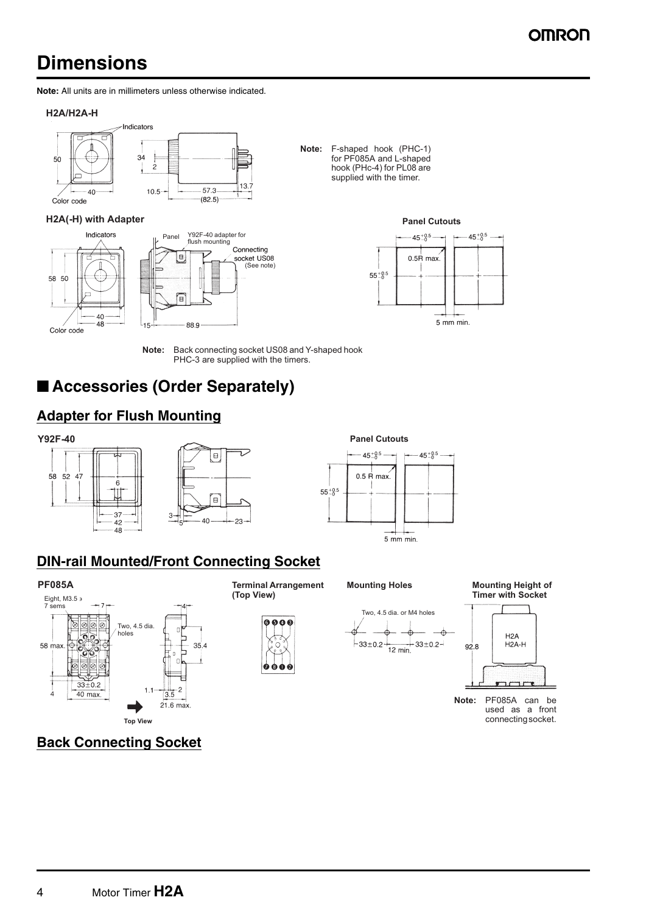# Dimensions

**Note:** All units are in millimeters unless otherwise indicated.

**H2A/H2A-H**

Indicators

50

40

Color code

34

2

10.5

57.3

(82.5)

13.7

**Note:** F-shaped hook (PHC-1) for PF085A and L-shaped hook (PHc-4) for PL08 are supplied with the timer.

**H2A(-H) with Adapter**

Indicators

58 50

40

48

Color code

Panel

Y92F-40 adapter for flush mounting

Connecting socket US08 (See note)

15

88.9

**Panel Cutouts**

$45^{+0.5}_{-0}$ $45^{+0.5}_{-0}$

0.5R max.

$55^{+0.5}_{-0}$

5 mm min.

**Note:** Back connecting socket US08 and Y-shaped hook PHC-3 are supplied with the timers.

## ■ Accessories (Order Separately)

### Adapter for Flush Mounting

**Y92F-40**

58 52 47

6

37

42

48

3

5

40

23

**Panel Cutouts**

$45^{+0.5}_{-0}$ $45^{+0.5}_{-0}$

0.5 R max.

$55^{+0.5}_{-0}$

5 mm min.

### DIN-rail Mounted/Front Connecting Socket

**PF085A**

Eight, M3.5 з 7 sems

7

Two, 4.5 dia. holes

58 max.

33±0.2

4

40 max.

4

35.4

1.1

2

3.5

21.6 max.

Top View

**Terminal Arrangement (Top View)**

**Mounting Holes**

Two, 4.5 dia. or M4 holes

33±0.2

12 min.

33±0.2

**Mounting Height of Timer with Socket**

92.8

H2A H2A-H

**Note:** PF085A can be used as a front connecting socket.

### Back Connecting Socket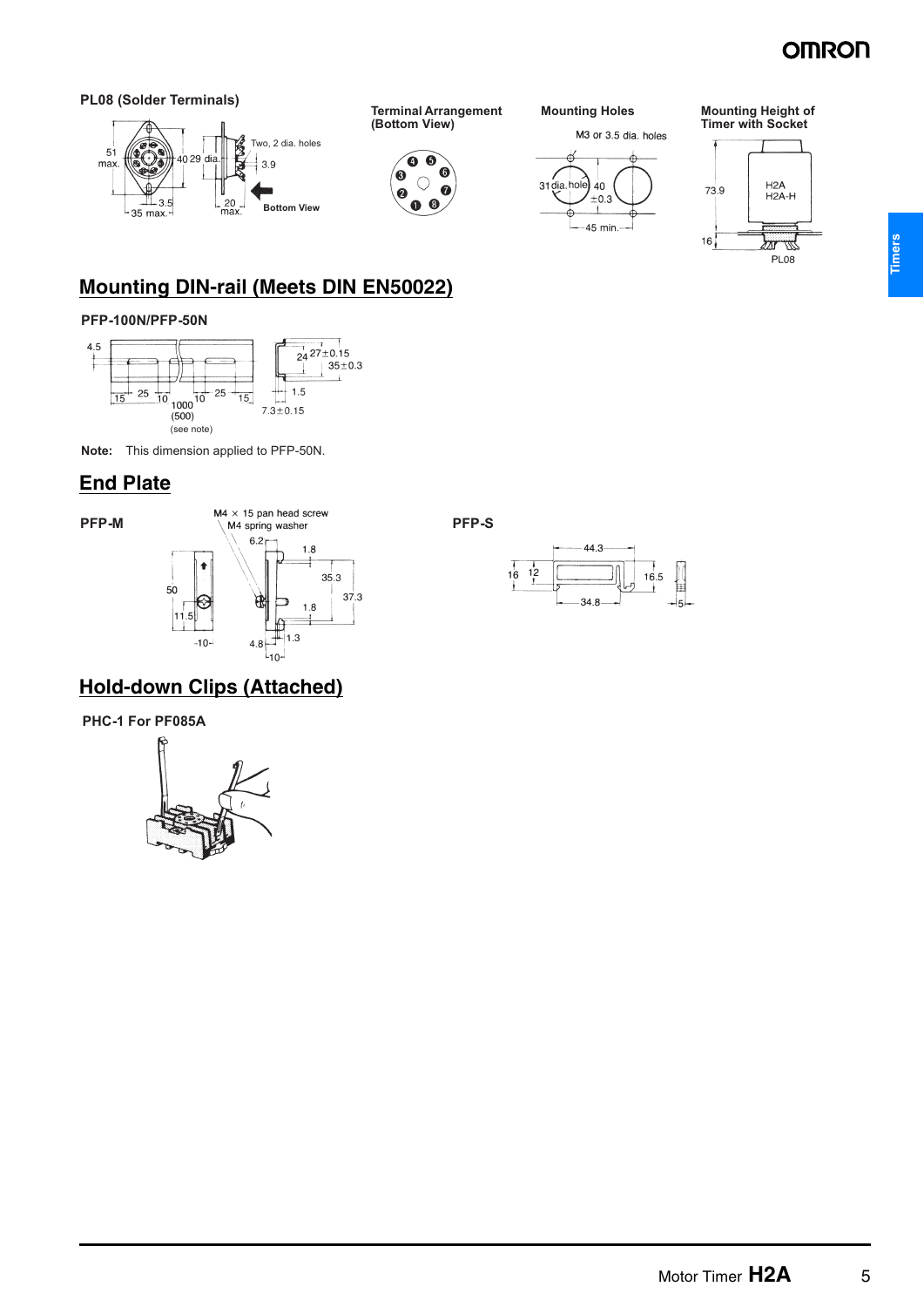**PL08 (Solder Terminals)**

Two, 2 dia. holes

51 max.

40

29 dia.

3.9

3.5

35 max.

20 max.

Bottom View

**Terminal Arrangement (Bottom View)**

**Mounting Holes**

M3 or 3.5 dia. holes

31 dia. hole

40 ±0.3

45 min.

**Mounting Height of Timer with Socket**

73.9

H2A
H2A-H

16

PL08

## Mounting DIN-rail (Meets DIN EN50022)

**PFP-100N/PFP-50N**

4.5

15 25 10 1000 (500) (see note) 10 25 15

24 27±0.15

35±0.3

1.5

7.3±0.15

**Note:** This dimension applied to PFP-50N.

## End Plate

**PFP-M**

M4 × 15 pan head screw
M4 spring washer

6.2 1.8 35.3 37.3 1.8 50 11.5 10 4.8 10 1.3

**PFP-S**

44.3

16 12 16.5

34.8

5

## Hold-down Clips (Attached)

**PHC-1 For PF085A**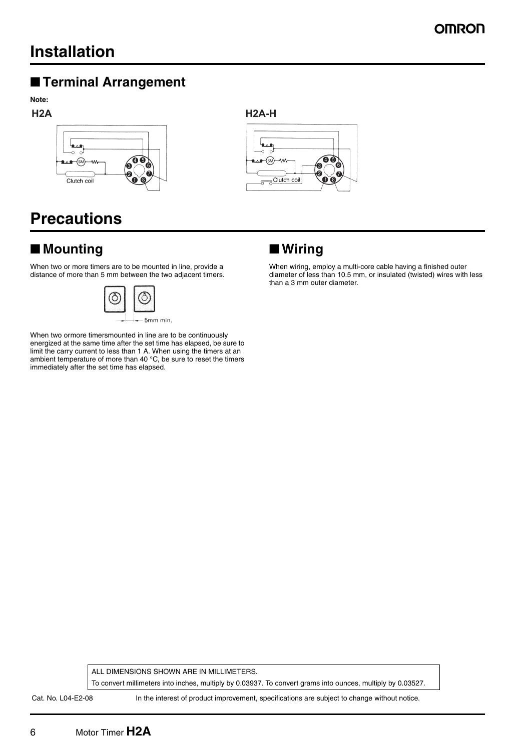# Installation

## ■ Terminal Arrangement

**Note:**

**H2A**

SM

Clutch coil

**H2A-H**

SM

Clutch coil

# Precautions

## ■ Mounting

When two or more timers are to be mounted in line, provide a distance of more than 5 mm between the two adjacent timers.

5mm min.

When two ormore timersmounted in line are to be continuously energized at the same time after the set time has elapsed, be sure to limit the carry current to less than 1 A. When using the timers at an ambient temperature of more than 40 °C, be sure to reset the timers immediately after the set time has elapsed.

## ■ Wiring

When wiring, employ a multi-core cable having a finished outer diameter of less than 10.5 mm, or insulated (twisted) wires with less than a 3 mm outer diameter.

ALL DIMENSIONS SHOWN ARE IN MILLIMETERS.

To convert millimeters into inches, multiply by 0.03937. To convert grams into ounces, multiply by 0.03527.

Cat. No. L04-E2-08

In the interest of product improvement, specifications are subject to change without notice.